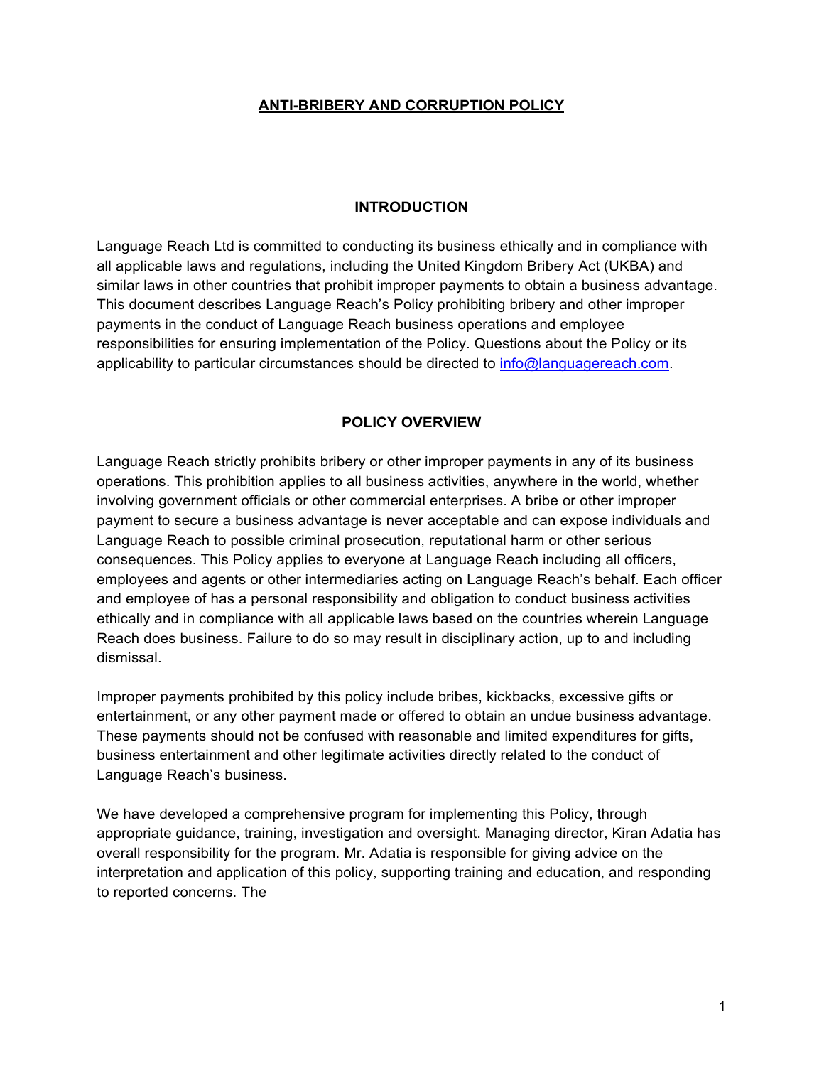# ANTI-BRIBERY AND CORRUPTION POLICY

## INTRODUCTION

Language Reach Ltd is committed to conducting its business ethically and in compliance with all applicable laws and regulations, including the United Kingdom Bribery Act (UKBA) and similar laws in other countries that prohibit improper payments to obtain a business advantage. This document describes Language Reach's Policy prohibiting bribery and other improper payments in the conduct of Language Reach business operations and employee responsibilities for ensuring implementation of the Policy. Questions about the Policy or its applicability to particular circumstances should be directed to [info@languagereach.com](mailto:info@languagereach.com).

## POLICY OVERVIEW

Language Reach strictly prohibits bribery or other improper payments in any of its business operations. This prohibition applies to all business activities, anywhere in the world, whether involving government officials or other commercial enterprises. A bribe or other improper payment to secure a business advantage is never acceptable and can expose individuals and Language Reach to possible criminal prosecution, reputational harm or other serious consequences. This Policy applies to everyone at Language Reach including all officers, employees and agents or other intermediaries acting on Language Reach's behalf. Each officer and employee of has a personal responsibility and obligation to conduct business activities ethically and in compliance with all applicable laws based on the countries wherein Language Reach does business. Failure to do so may result in disciplinary action, up to and including dismissal.

Improper payments prohibited by this policy include bribes, kickbacks, excessive gifts or entertainment, or any other payment made or offered to obtain an undue business advantage. These payments should not be confused with reasonable and limited expenditures for gifts, business entertainment and other legitimate activities directly related to the conduct of Language Reach's business.

We have developed a comprehensive program for implementing this Policy, through appropriate guidance, training, investigation and oversight. Managing director, Kiran Adatia has overall responsibility for the program. Mr. Adatia is responsible for giving advice on the interpretation and application of this policy, supporting training and education, and responding to reported concerns. The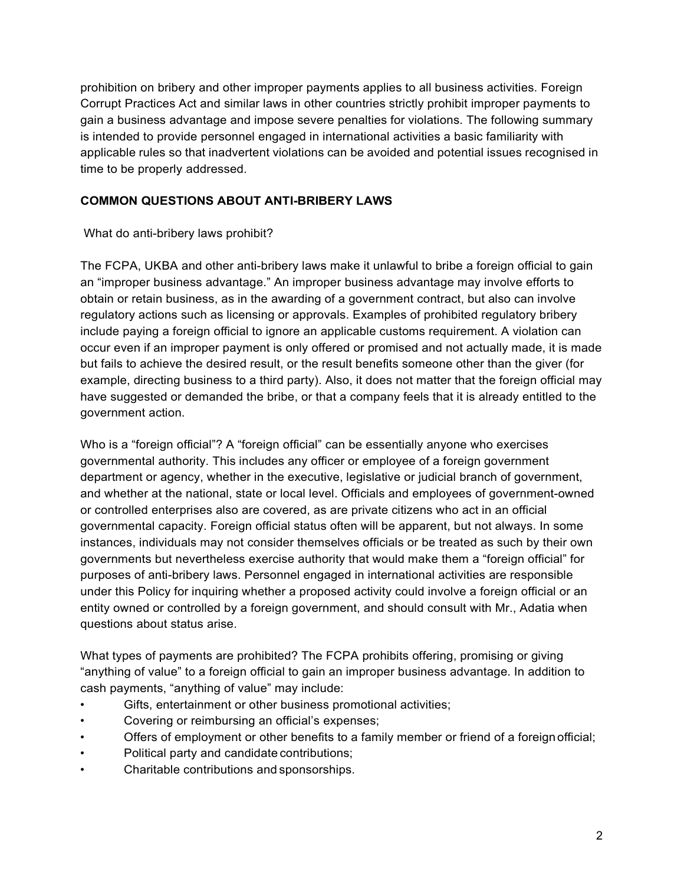prohibition on bribery and other improper payments applies to all business activities. Foreign Corrupt Practices Act and similar laws in other countries strictly prohibit improper payments to gain a business advantage and impose severe penalties for violations. The following summary is intended to provide personnel engaged in international activities a basic familiarity with applicable rules so that inadvertent violations can be avoided and potential issues recognised in time to be properly addressed.

## COMMON QUESTIONS ABOUT ANTI-BRIBERY LAWS

What do anti-bribery laws prohibit?

The FCPA, UKBA and other anti-bribery laws make it unlawful to bribe a foreign official to gain an "improper business advantage." An improper business advantage may involve efforts to obtain or retain business, as in the awarding of a government contract, but also can involve regulatory actions such as licensing or approvals. Examples of prohibited regulatory bribery include paying a foreign official to ignore an applicable customs requirement. A violation can occur even if an improper payment is only offered or promised and not actually made, it is made but fails to achieve the desired result, or the result benefits someone other than the giver (for example, directing business to a third party). Also, it does not matter that the foreign official may have suggested or demanded the bribe, or that a company feels that it is already entitled to the government action.

Who is a "foreign official"? A "foreign official" can be essentially anyone who exercises governmental authority. This includes any officer or employee of a foreign government department or agency, whether in the executive, legislative or judicial branch of government, and whether at the national, state or local level. Officials and employees of government-owned or controlled enterprises also are covered, as are private citizens who act in an official governmental capacity. Foreign official status often will be apparent, but not always. In some instances, individuals may not consider themselves officials or be treated as such by their own governments but nevertheless exercise authority that would make them a "foreign official" for purposes of anti-bribery laws. Personnel engaged in international activities are responsible under this Policy for inquiring whether a proposed activity could involve a foreign official or an entity owned or controlled by a foreign government, and should consult with Mr., Adatia when questions about status arise.

What types of payments are prohibited? The FCPA prohibits offering, promising or giving "anything of value" to a foreign official to gain an improper business advantage. In addition to cash payments, "anything of value" may include:

- Gifts, entertainment or other business promotional activities;
- Covering or reimbursing an official's expenses;
- Offers of employment or other benefits to a family member or friend of a foreign official;
- Political party and candidate contributions;
- Charitable contributions and sponsorships.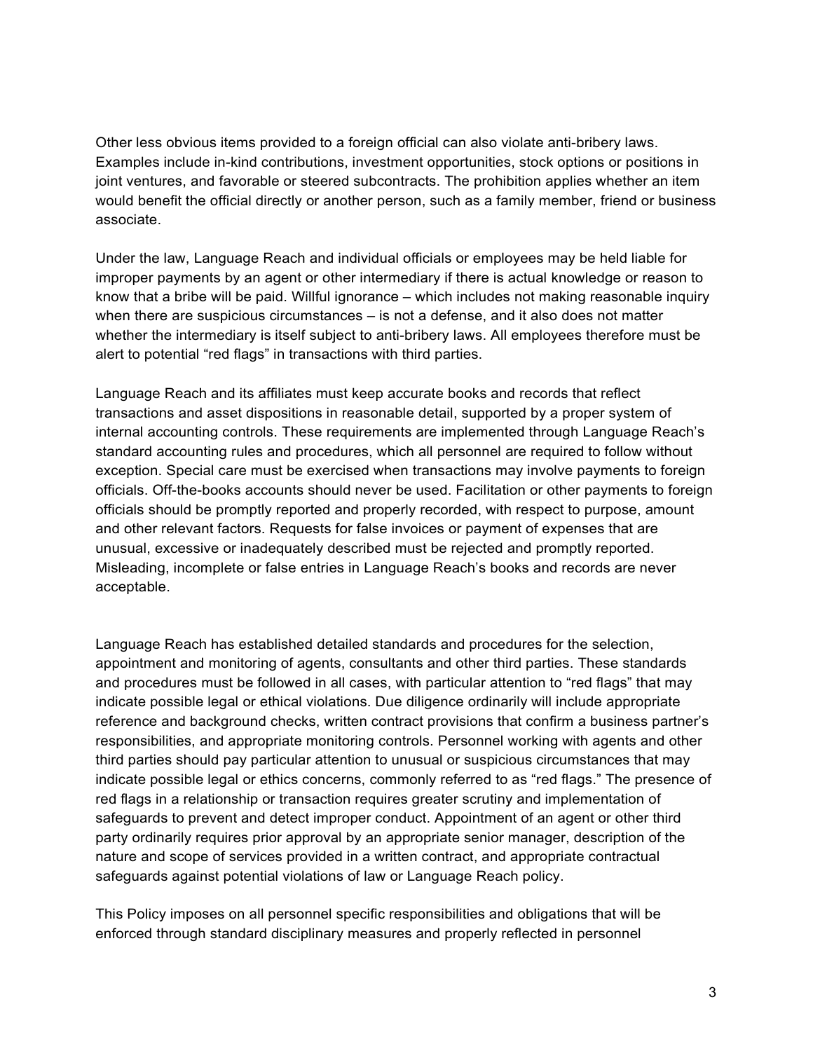Other less obvious items provided to a foreign official can also violate anti-bribery laws. Examples include in-kind contributions, investment opportunities, stock options or positions in joint ventures, and favorable or steered subcontracts. The prohibition applies whether an item would benefit the official directly or another person, such as a family member, friend or business associate.

Under the law, Language Reach and individual officials or employees may be held liable for improper payments by an agent or other intermediary if there is actual knowledge or reason to know that a bribe will be paid. Willful ignorance – which includes not making reasonable inquiry when there are suspicious circumstances – is not a defense, and it also does not matter whether the intermediary is itself subject to anti-bribery laws. All employees therefore must be alert to potential "red flags" in transactions with third parties.

Language Reach and its affiliates must keep accurate books and records that reflect transactions and asset dispositions in reasonable detail, supported by a proper system of internal accounting controls. These requirements are implemented through Language Reach's standard accounting rules and procedures, which all personnel are required to follow without exception. Special care must be exercised when transactions may involve payments to foreign officials. Off-the-books accounts should never be used. Facilitation or other payments to foreign officials should be promptly reported and properly recorded, with respect to purpose, amount and other relevant factors. Requests for false invoices or payment of expenses that are unusual, excessive or inadequately described must be rejected and promptly reported. Misleading, incomplete or false entries in Language Reach's books and records are never acceptable.

Language Reach has established detailed standards and procedures for the selection, appointment and monitoring of agents, consultants and other third parties. These standards and procedures must be followed in all cases, with particular attention to "red flags" that may indicate possible legal or ethical violations. Due diligence ordinarily will include appropriate reference and background checks, written contract provisions that confirm a business partner's responsibilities, and appropriate monitoring controls. Personnel working with agents and other third parties should pay particular attention to unusual or suspicious circumstances that may indicate possible legal or ethics concerns, commonly referred to as "red flags." The presence of red flags in a relationship or transaction requires greater scrutiny and implementation of safeguards to prevent and detect improper conduct. Appointment of an agent or other third party ordinarily requires prior approval by an appropriate senior manager, description of the nature and scope of services provided in a written contract, and appropriate contractual safeguards against potential violations of law or Language Reach policy.

This Policy imposes on all personnel specific responsibilities and obligations that will be enforced through standard disciplinary measures and properly reflected in personnel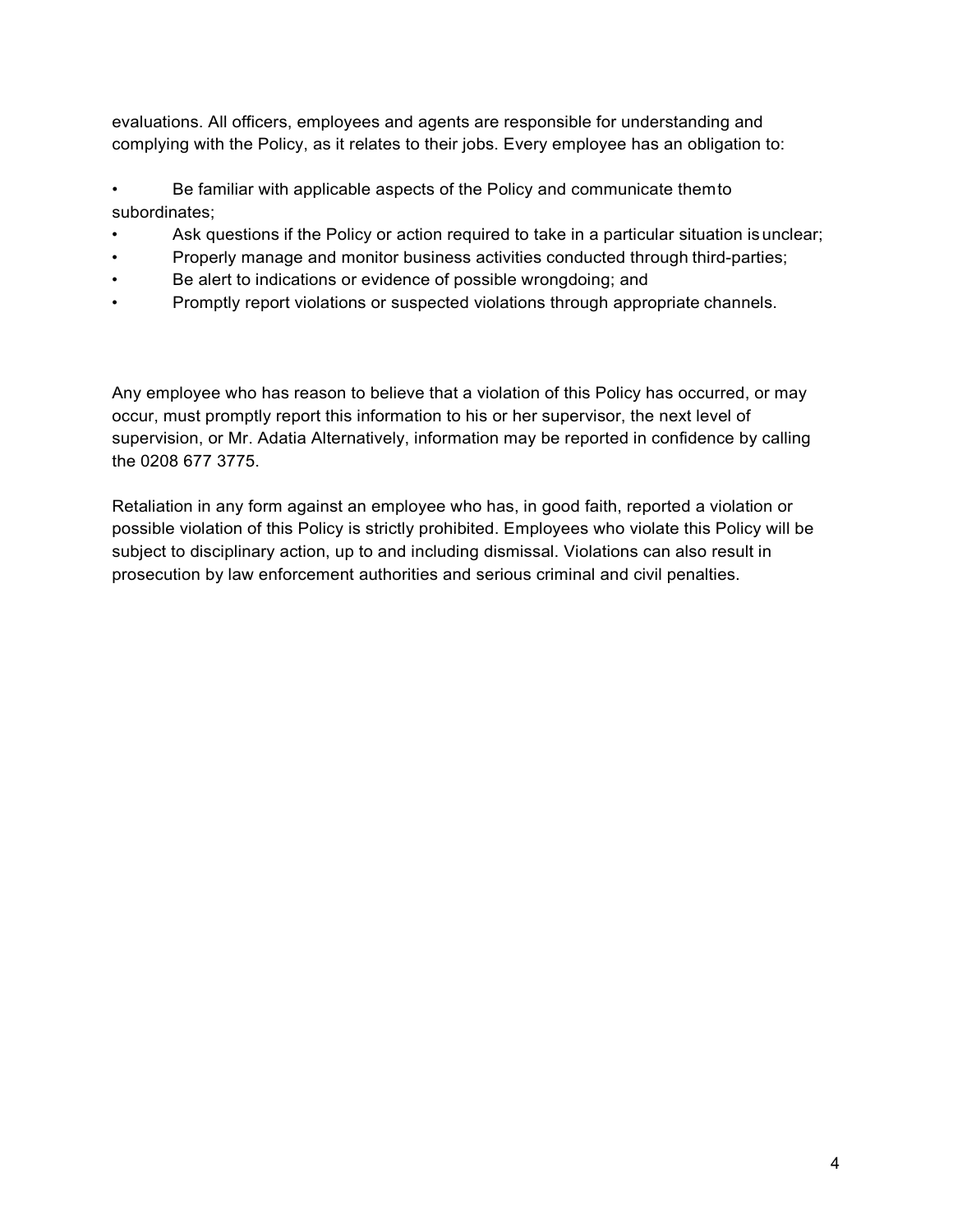evaluations. All officers, employees and agents are responsible for understanding and complying with the Policy, as it relates to their jobs. Every employee has an obligation to:

- Be familiar with applicable aspects of the Policy and communicate them to subordinates;
- Ask questions if the Policy or action required to take in a particular situation is unclear;
- Properly manage and monitor business activities conducted through third-parties;
- Be alert to indications or evidence of possible wrongdoing; and
- Promptly report violations or suspected violations through appropriate channels.

Any employee who has reason to believe that a violation of this Policy has occurred, or may occur, must promptly report this information to his or her supervisor, the next level of supervision, or Mr. Adatia Alternatively, information may be reported in confidence by calling the 0208 677 3775.

Retaliation in any form against an employee who has, in good faith, reported a violation or possible violation of this Policy is strictly prohibited. Employees who violate this Policy will be subject to disciplinary action, up to and including dismissal. Violations can also result in prosecution by law enforcement authorities and serious criminal and civil penalties.